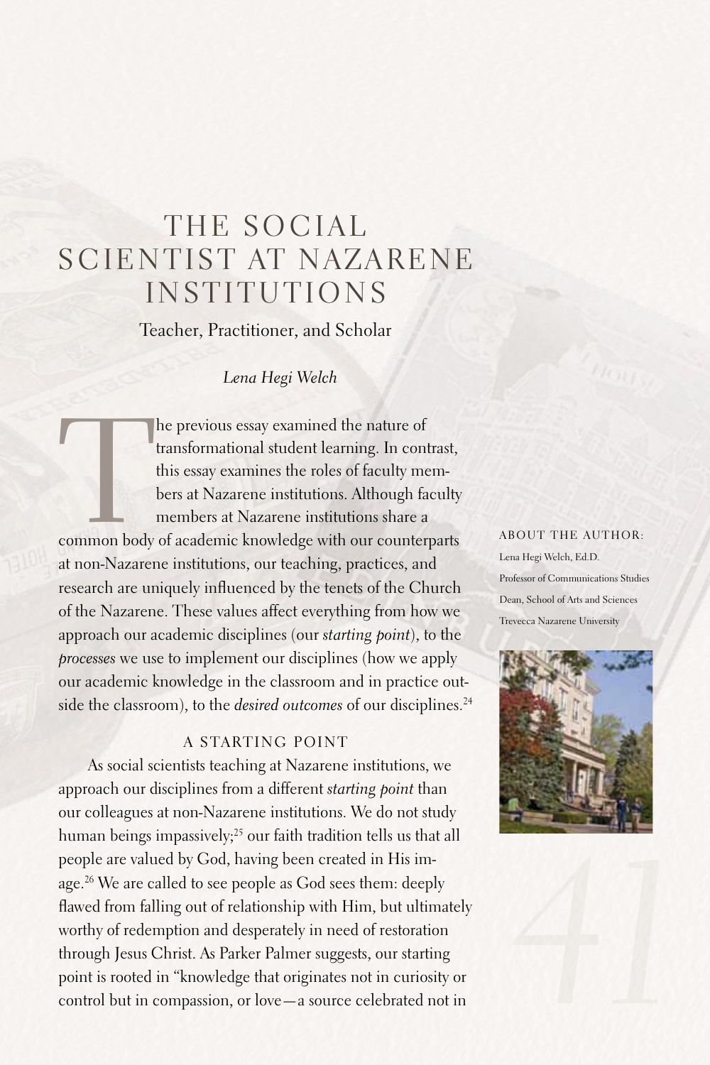# THE SOCIAL SCIENTIST AT NAZARENE INSTITUTIONS

## Teacher, Practitioner, and Scholar

*Lena Hegi Welch*

The previous essay examined the nature of transformational student learning. In contrast, this essay examines the roles of faculty members at Nazarene institutions. Although faculty members at Nazarene institutions share a common body of academic knowledge with our counterparts at non-Nazarene institutions, our teaching, practices, and research are uniquely influenced by the tenets of the Church of the Nazarene. These values affect everything from how we approach our academic disciplines (our *starting point*), to the *processes* we use to implement our disciplines (how we apply our academic knowledge in the classroom and in practice outside the classroom), to the *desired outcomes* of our disciplines.[24]

ABOUT THE AUTHOR:

Lena Hegi Welch, Ed.D.

Professor of Communications Studies

Dean, School of Arts and Sciences

Trevecca Nazarene University

### A STARTING POINT

As social scientists teaching at Nazarene institutions, we approach our disciplines from a different *starting point* than our colleagues at non-Nazarene institutions. We do not study human beings impassively;[25] our faith tradition tells us that all people are valued by God, having been created in His image.[26] We are called to see people as God sees them: deeply flawed from falling out of relationship with Him, but ultimately worthy of redemption and desperately in need of restoration through Jesus Christ. As Parker Palmer suggests, our starting point is rooted in "knowledge that originates not in curiosity or control but in compassion, or love—a source celebrated not in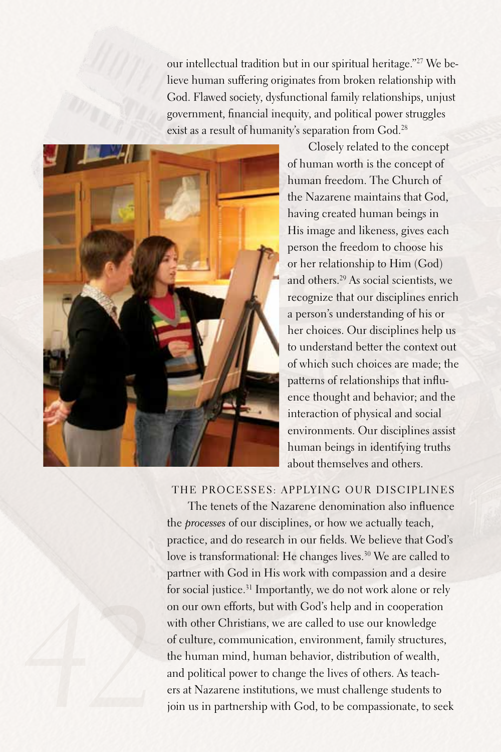our intellectual tradition but in our spiritual heritage."[27] We believe human suffering originates from broken relationship with God. Flawed society, dysfunctional family relationships, unjust government, financial inequity, and political power struggles exist as a result of humanity's separation from God.[28]

Closely related to the concept of human worth is the concept of human freedom. The Church of the Nazarene maintains that God, having created human beings in His image and likeness, gives each person the freedom to choose his or her relationship to Him (God) and others.[29] As social scientists, we recognize that our disciplines enrich a person's understanding of his or her choices. Our disciplines help us to understand better the context out of which such choices are made; the patterns of relationships that influence thought and behavior; and the interaction of physical and social environments. Our disciplines assist human beings in identifying truths about themselves and others.

## THE PROCESSES: APPLYING OUR DISCIPLINES

The tenets of the Nazarene denomination also influence the *processes* of our disciplines, or how we actually teach, practice, and do research in our fields. We believe that God's love is transformational: He changes lives.[30] We are called to partner with God in His work with compassion and a desire for social justice.[31] Importantly, we do not work alone or rely on our own efforts, but with God's help and in cooperation with other Christians, we are called to use our knowledge of culture, communication, environment, family structures, the human mind, human behavior, distribution of wealth, and political power to change the lives of others. As teachers at Nazarene institutions, we must challenge students to join us in partnership with God, to be compassionate, to seek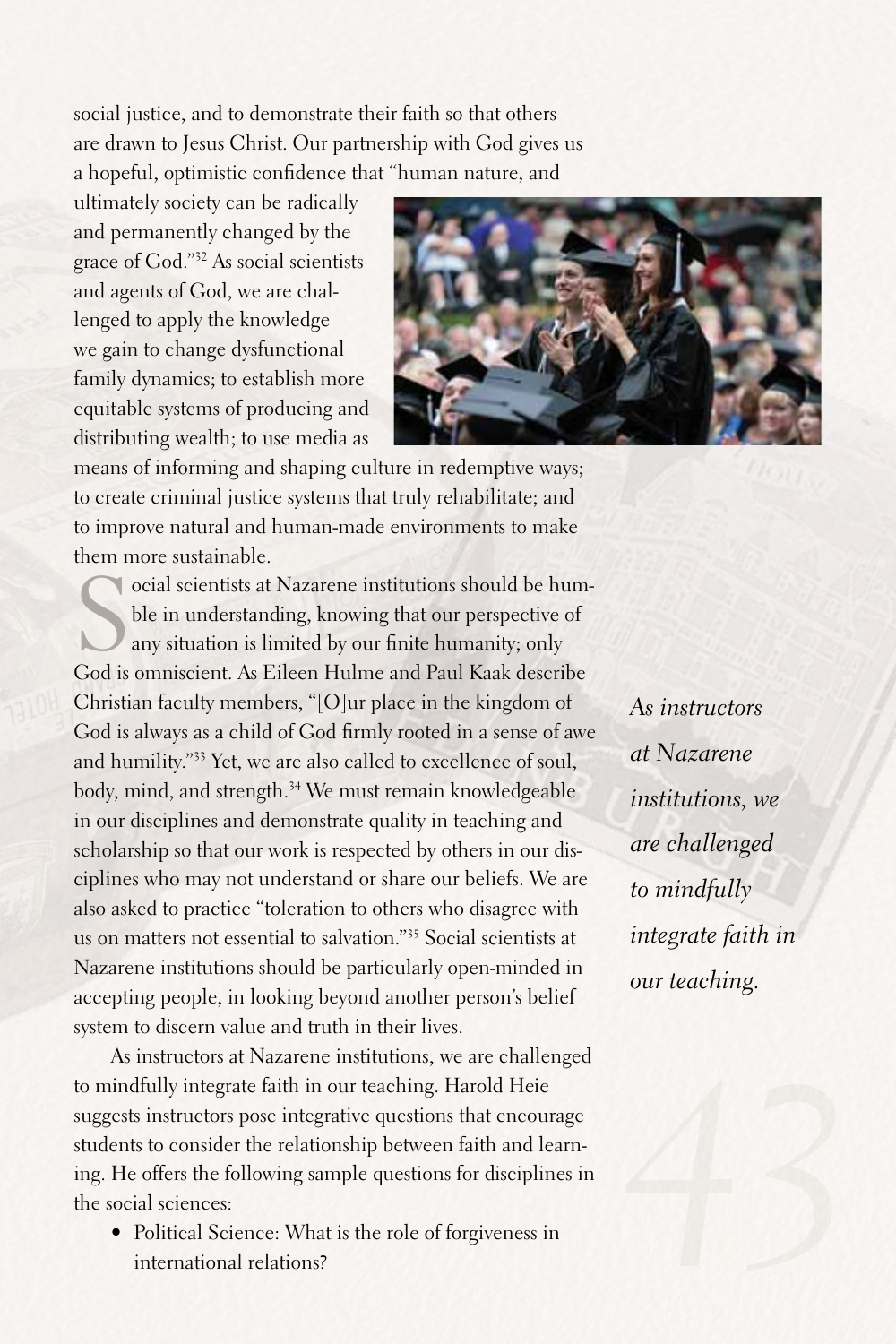social justice, and to demonstrate their faith so that others are drawn to Jesus Christ. Our partnership with God gives us a hopeful, optimistic confidence that "human nature, and ultimately society can be radically and permanently changed by the grace of God."[32] As social scientists and agents of God, we are challenged to apply the knowledge we gain to change dysfunctional family dynamics; to establish more equitable systems of producing and distributing wealth; to use media as means of informing and shaping culture in redemptive ways; to create criminal justice systems that truly rehabilitate; and to improve natural and human-made environments to make them more sustainable.

Social scientists at Nazarene institutions should be humble in understanding, knowing that our perspective of any situation is limited by our finite humanity; only God is omniscient. As Eileen Hulme and Paul Kaak describe Christian faculty members, "[O]ur place in the kingdom of God is always as a child of God firmly rooted in a sense of awe and humility."[33] Yet, we are also called to excellence of soul, body, mind, and strength.[34] We must remain knowledgeable in our disciplines and demonstrate quality in teaching and scholarship so that our work is respected by others in our disciplines who may not understand or share our beliefs. We are also asked to practice "toleration to others who disagree with us on matters not essential to salvation."[35] Social scientists at Nazarene institutions should be particularly open-minded in accepting people, in looking beyond another person's belief system to discern value and truth in their lives.

*As instructors at Nazarene institutions, we are challenged to mindfully integrate faith in our teaching.*

As instructors at Nazarene institutions, we are challenged to mindfully integrate faith in our teaching. Harold Heie suggests instructors pose integrative questions that encourage students to consider the relationship between faith and learning. He offers the following sample questions for disciplines in the social sciences:

- Political Science: What is the role of forgiveness in international relations?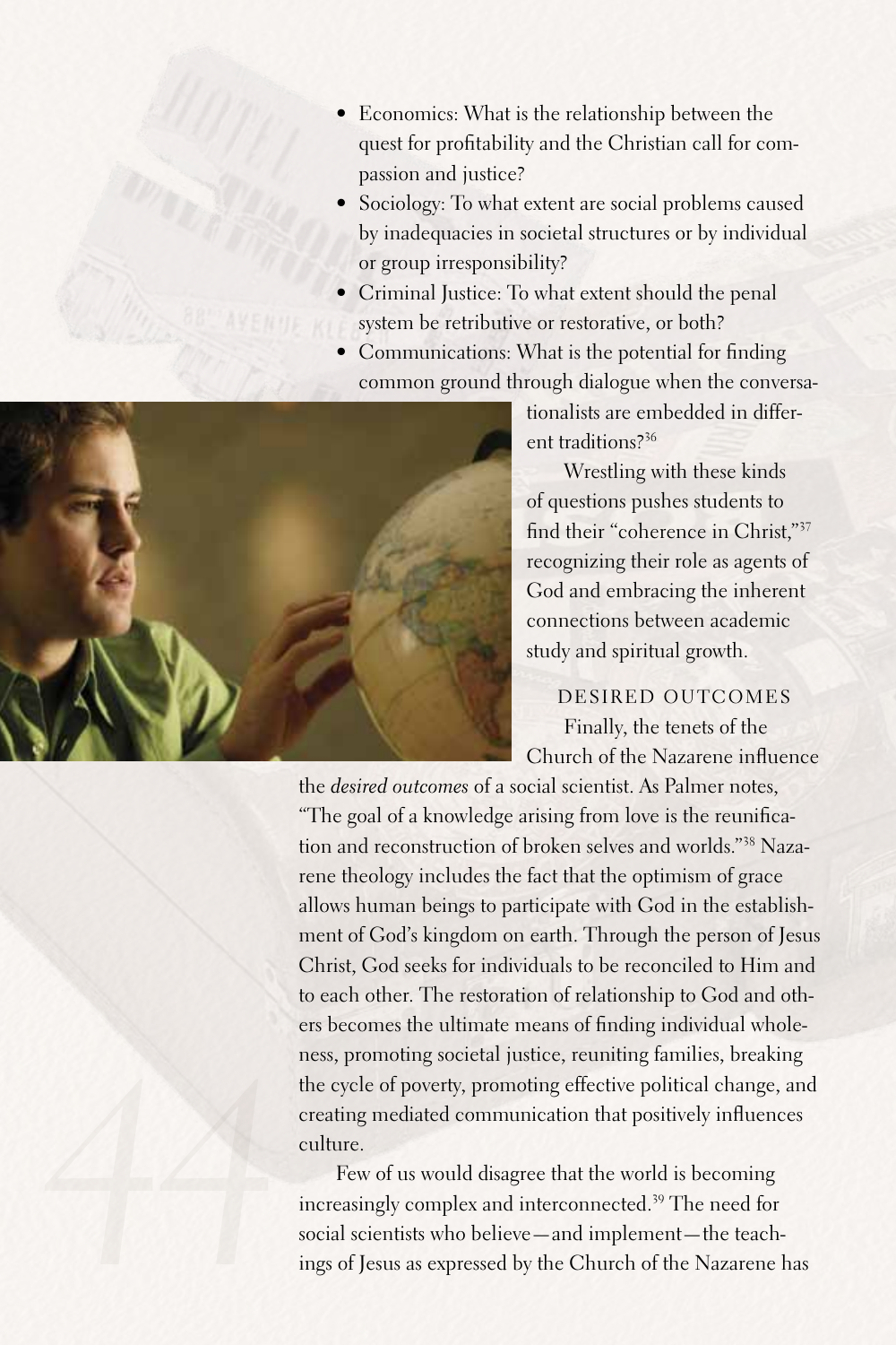- Economics: What is the relationship between the quest for profitability and the Christian call for compassion and justice?
- Sociology: To what extent are social problems caused by inadequacies in societal structures or by individual or group irresponsibility?
- Criminal Justice: To what extent should the penal system be retributive or restorative, or both?
- Communications: What is the potential for finding common ground through dialogue when the conversationalists are embedded in different traditions?[36]

Wrestling with these kinds of questions pushes students to find their "coherence in Christ,"[37] recognizing their role as agents of God and embracing the inherent connections between academic study and spiritual growth.

### DESIRED OUTCOMES

Finally, the tenets of the Church of the Nazarene influence the *desired outcomes* of a social scientist. As Palmer notes, "The goal of a knowledge arising from love is the reunification and reconstruction of broken selves and worlds."[38] Nazarene theology includes the fact that the optimism of grace allows human beings to participate with God in the establishment of God's kingdom on earth. Through the person of Jesus Christ, God seeks for individuals to be reconciled to Him and to each other. The restoration of relationship to God and others becomes the ultimate means of finding individual wholeness, promoting societal justice, reuniting families, breaking the cycle of poverty, promoting effective political change, and creating mediated communication that positively influences culture.

Few of us would disagree that the world is becoming increasingly complex and interconnected.[39] The need for social scientists who believe—and implement—the teachings of Jesus as expressed by the Church of the Nazarene has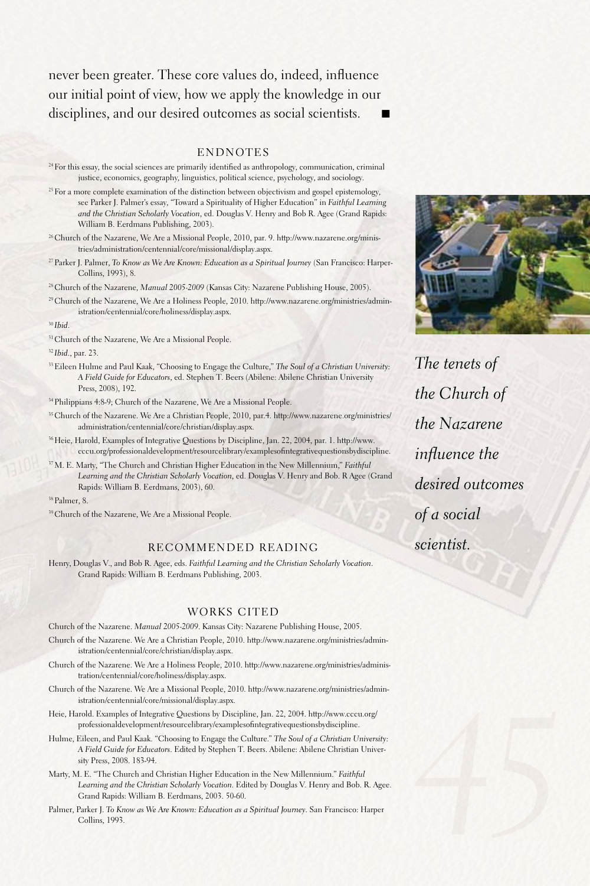never been greater. These core values do, indeed, influence our initial point of view, how we apply the knowledge in our disciplines, and our desired outcomes as social scientists. ■

## ENDNOTES

[24] For this essay, the social sciences are primarily identified as anthropology, communication, criminal justice, economics, geography, linguistics, political science, psychology, and sociology.

[25] For a more complete examination of the distinction between objectivism and gospel epistemology, see Parker J. Palmer's essay, "Toward a Spirituality of Higher Education" in *Faithful Learning and the Christian Scholarly Vocation*, ed. Douglas V. Henry and Bob R. Agee (Grand Rapids: William B. Eerdmans Publishing, 2003).

[26] Church of the Nazarene, We Are a Missional People, 2010, par. 9. http://www.nazarene.org/ministries/administration/centennial/core/missional/display.aspx.

[27] Parker J. Palmer, *To Know as We Are Known: Education as a Spiritual Journey* (San Francisco: HarperCollins, 1993), 8.

[28] Church of the Nazarene, *Manual 2005-2009* (Kansas City: Nazarene Publishing House, 2005).

[29] Church of the Nazarene, We Are a Holiness People, 2010. http://www.nazarene.org/ministries/administration/centennial/core/holiness/display.aspx.

[30] *Ibid.*

[31] Church of the Nazarene, We Are a Missional People.

[32] *Ibid.*, par. 23.

[33] Eileen Hulme and Paul Kaak, "Choosing to Engage the Culture," *The Soul of a Christian University: A Field Guide for Educators*, ed. Stephen T. Beers (Abilene: Abilene Christian University Press, 2008), 192.

[34] Philippians 4:8-9; Church of the Nazarene, We Are a Missional People.

[35] Church of the Nazarene. We Are a Christian People, 2010, par.4. http://www.nazarene.org/ministries/administration/centennial/core/christian/display.aspx.

[36] Heie, Harold, Examples of Integrative Questions by Discipline, Jan. 22, 2004, par. 1. http://www.cccu.org/professionaldevelopment/resourcelibrary/examplesofintegrativequestionsbydiscipline.

[37] M. E. Marty, "The Church and Christian Higher Education in the New Millennium," *Faithful Learning and the Christian Scholarly Vocation*, ed. Douglas V. Henry and Bob. R Agee (Grand Rapids: William B. Eerdmans, 2003), 60.

[38] Palmer, 8.

[39] Church of the Nazarene, We Are a Missional People.

*The tenets of the Church of the Nazarene influence the desired outcomes of a social scientist.*

## RECOMMENDED READING

Henry, Douglas V., and Bob R. Agee, eds. *Faithful Learning and the Christian Scholarly Vocation*. Grand Rapids: William B. Eerdmans Publishing, 2003.

## WORKS CITED

Church of the Nazarene. *Manual 2005-2009*. Kansas City: Nazarene Publishing House, 2005.

Church of the Nazarene. We Are a Christian People, 2010. http://www.nazarene.org/ministries/administration/centennial/core/christian/display.aspx.

Church of the Nazarene. We Are a Holiness People, 2010. http://www.nazarene.org/ministries/administration/centennial/core/holiness/display.aspx.

Church of the Nazarene. We Are a Missional People, 2010. http://www.nazarene.org/ministries/administration/centennial/core/missional/display.aspx.

Heie, Harold. Examples of Integrative Questions by Discipline, Jan. 22, 2004. http://www.cccu.org/professionaldevelopment/resourcelibrary/examplesofintegrativequestionsbydiscipline.

Hulme, Eileen, and Paul Kaak. "Choosing to Engage the Culture." *The Soul of a Christian University: A Field Guide for Educators*. Edited by Stephen T. Beers. Abilene: Abilene Christian University Press, 2008. 183-94.

Marty, M. E. "The Church and Christian Higher Education in the New Millennium." *Faithful Learning and the Christian Scholarly Vocation*. Edited by Douglas V. Henry and Bob. R. Agee. Grand Rapids: William B. Eerdmans, 2003. 50-60.

Palmer, Parker J. *To Know as We Are Known: Education as a Spiritual Journey*. San Francisco: Harper Collins, 1993.